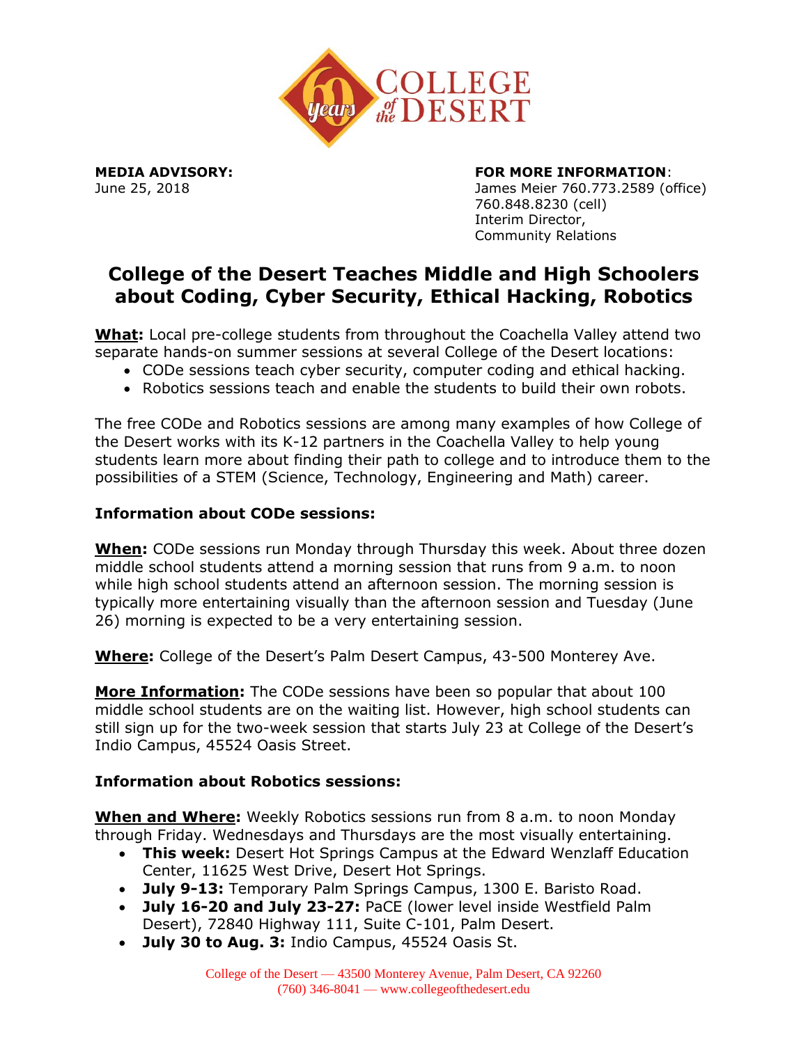**MEDIA ADVISORY:**
June 25, 2018

**FOR MORE INFORMATION**:
James Meier 760.773.2589 (office)
760.848.8230 (cell)
Interim Director,
Community Relations

# College of the Desert Teaches Middle and High Schoolers about Coding, Cyber Security, Ethical Hacking, Robotics

**What:** Local pre-college students from throughout the Coachella Valley attend two separate hands-on summer sessions at several College of the Desert locations:

- CODe sessions teach cyber security, computer coding and ethical hacking.
- Robotics sessions teach and enable the students to build their own robots.

The free CODe and Robotics sessions are among many examples of how College of the Desert works with its K-12 partners in the Coachella Valley to help young students learn more about finding their path to college and to introduce them to the possibilities of a STEM (Science, Technology, Engineering and Math) career.

### Information about CODe sessions:

**When:** CODe sessions run Monday through Thursday this week. About three dozen middle school students attend a morning session that runs from 9 a.m. to noon while high school students attend an afternoon session. The morning session is typically more entertaining visually than the afternoon session and Tuesday (June 26) morning is expected to be a very entertaining session.

**Where:** College of the Desert's Palm Desert Campus, 43-500 Monterey Ave.

**More Information:** The CODe sessions have been so popular that about 100 middle school students are on the waiting list. However, high school students can still sign up for the two-week session that starts July 23 at College of the Desert's Indio Campus, 45524 Oasis Street.

### Information about Robotics sessions:

**When and Where:** Weekly Robotics sessions run from 8 a.m. to noon Monday through Friday. Wednesdays and Thursdays are the most visually entertaining.

- **This week:** Desert Hot Springs Campus at the Edward Wenzlaff Education Center, 11625 West Drive, Desert Hot Springs.
- **July 9-13:** Temporary Palm Springs Campus, 1300 E. Baristo Road.
- **July 16-20 and July 23-27:** PaCE (lower level inside Westfield Palm Desert), 72840 Highway 111, Suite C-101, Palm Desert.
- **July 30 to Aug. 3:** Indio Campus, 45524 Oasis St.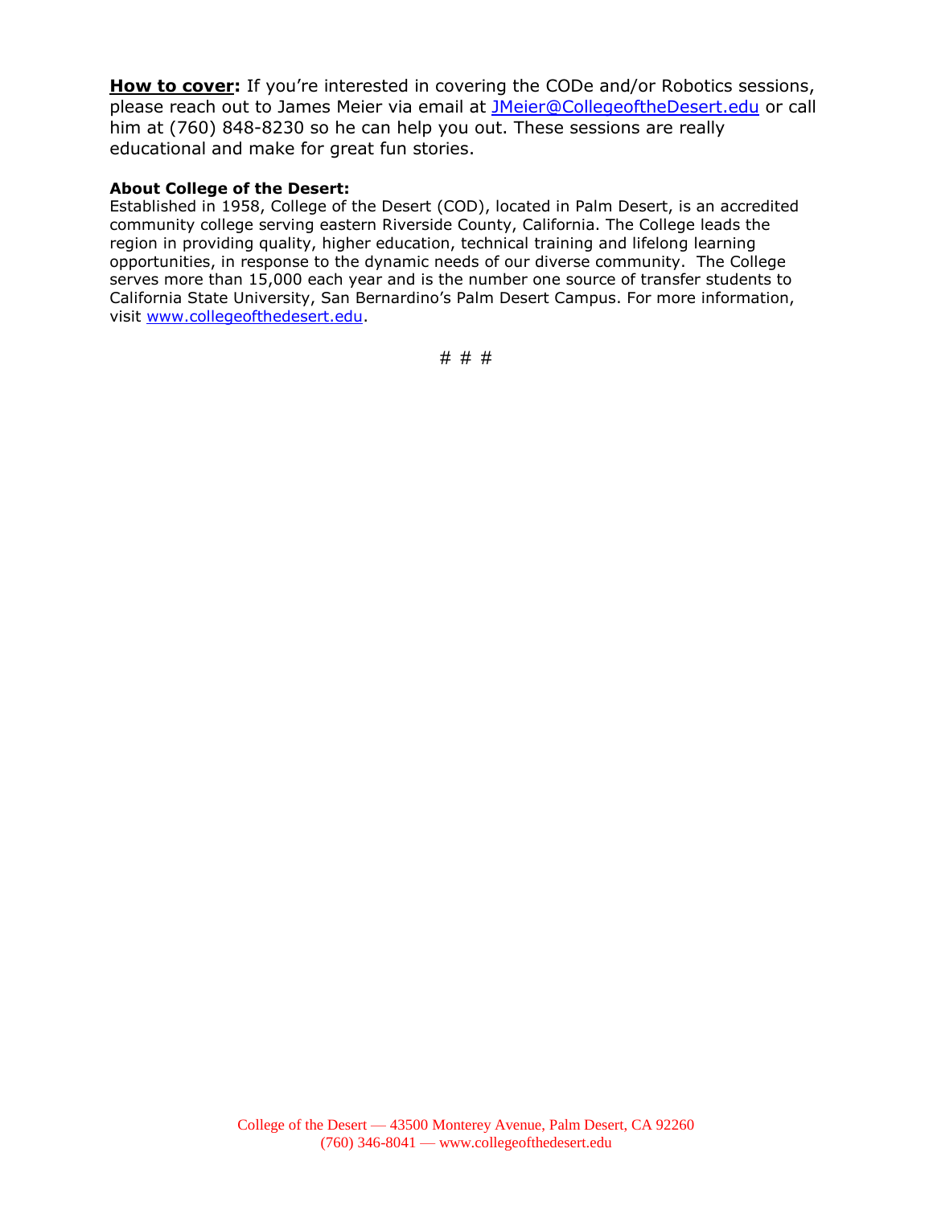**How to cover:** If you're interested in covering the CODe and/or Robotics sessions, please reach out to James Meier via email at JMeier@CollegeoftheDesert.edu or call him at (760) 848-8230 so he can help you out. These sessions are really educational and make for great fun stories.

**About College of the Desert:**
Established in 1958, College of the Desert (COD), located in Palm Desert, is an accredited community college serving eastern Riverside County, California. The College leads the region in providing quality, higher education, technical training and lifelong learning opportunities, in response to the dynamic needs of our diverse community. The College serves more than 15,000 each year and is the number one source of transfer students to California State University, San Bernardino's Palm Desert Campus. For more information, visit www.collegeofthedesert.edu.

# # #

College of the Desert — 43500 Monterey Avenue, Palm Desert, CA 92260
(760) 346-8041 — www.collegeofthedesert.edu